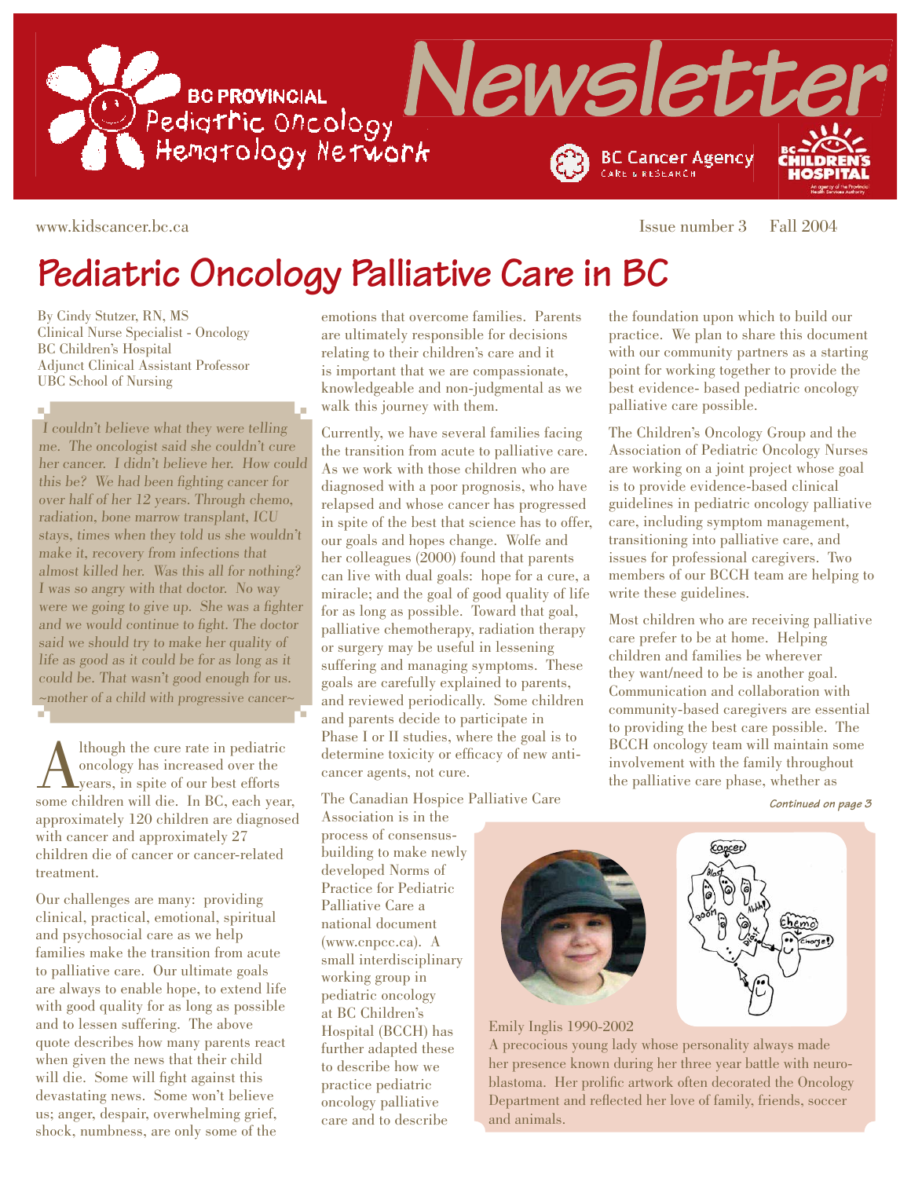BC PROVINCIAL Pediatric Oncology Hematology Network

# Newsletter

BC Cancer Agency CARE & RESEARCH

BC Children's Hospital

www.kidscancer.bc.ca

Issue number 3 Fall 2004

# Pediatric Oncology Palliative Care in BC

By Cindy Stutzer, RN, MS
Clinical Nurse Specialist - Oncology
BC Children's Hospital
Adjunct Clinical Assistant Professor
UBC School of Nursing

*I couldn't believe what they were telling me. The oncologist said she couldn't cure her cancer. I didn't believe her. How could this be? We had been fighting cancer for over half of her 12 years. Through chemo, radiation, bone marrow transplant, ICU stays, times when they told us she wouldn't make it, recovery from infections that almost killed her. Was this all for nothing? I was so angry with that doctor. No way were we going to give up. She was a fighter and we would continue to fight. The doctor said we should try to make her quality of life as good as it could be for as long as it could be. That wasn't good enough for us.*
*~mother of a child with progressive cancer~*

Although the cure rate in pediatric oncology has increased over the years, in spite of our best efforts some children will die. In BC, each year, approximately 120 children are diagnosed with cancer and approximately 27 children die of cancer or cancer-related treatment.

Our challenges are many: providing clinical, practical, emotional, spiritual and psychosocial care as we help families make the transition from acute to palliative care. Our ultimate goals are always to enable hope, to extend life with good quality for as long as possible and to lessen suffering. The above quote describes how many parents react when given the news that their child will die. Some will fight against this devastating news. Some won't believe us; anger, despair, overwhelming grief, shock, numbness, are only some of the emotions that overcome families. Parents are ultimately responsible for decisions relating to their children's care and it is important that we are compassionate, knowledgeable and non-judgmental as we walk this journey with them.

Currently, we have several families facing the transition from acute to palliative care. As we work with those children who are diagnosed with a poor prognosis, who have relapsed and whose cancer has progressed in spite of the best that science has to offer, our goals and hopes change. Wolfe and her colleagues (2000) found that parents can live with dual goals: hope for a cure, a miracle; and the goal of good quality of life for as long as possible. Toward that goal, palliative chemotherapy, radiation therapy or surgery may be useful in lessening suffering and managing symptoms. These goals are carefully explained to parents, and reviewed periodically. Some children and parents decide to participate in Phase I or II studies, where the goal is to determine toxicity or efficacy of new anti-cancer agents, not cure.

The Canadian Hospice Palliative Care Association is in the process of consensus-building to make newly developed Norms of Practice for Pediatric Palliative Care a national document (www.cnpcc.ca). A small interdisciplinary working group in pediatric oncology at BC Children's Hospital (BCCH) has further adapted these to describe how we practice pediatric oncology palliative care and to describe the foundation upon which to build our practice. We plan to share this document with our community partners as a starting point for working together to provide the best evidence- based pediatric oncology palliative care possible.

The Children's Oncology Group and the Association of Pediatric Oncology Nurses are working on a joint project whose goal is to provide evidence-based clinical guidelines in pediatric oncology palliative care, including symptom management, transitioning into palliative care, and issues for professional caregivers. Two members of our BCCH team are helping to write these guidelines.

Most children who are receiving palliative care prefer to be at home. Helping children and families be wherever they want/need to be is another goal. Communication and collaboration with community-based caregivers are essential to providing the best care possible. The BCCH oncology team will maintain some involvement with the family throughout the palliative care phase, whether as

*Continued on page 3*

Emily Inglis 1990-2002
A precocious young lady whose personality always made her presence known during her three year battle with neuroblastoma. Her prolific artwork often decorated the Oncology Department and reflected her love of family, friends, soccer and animals.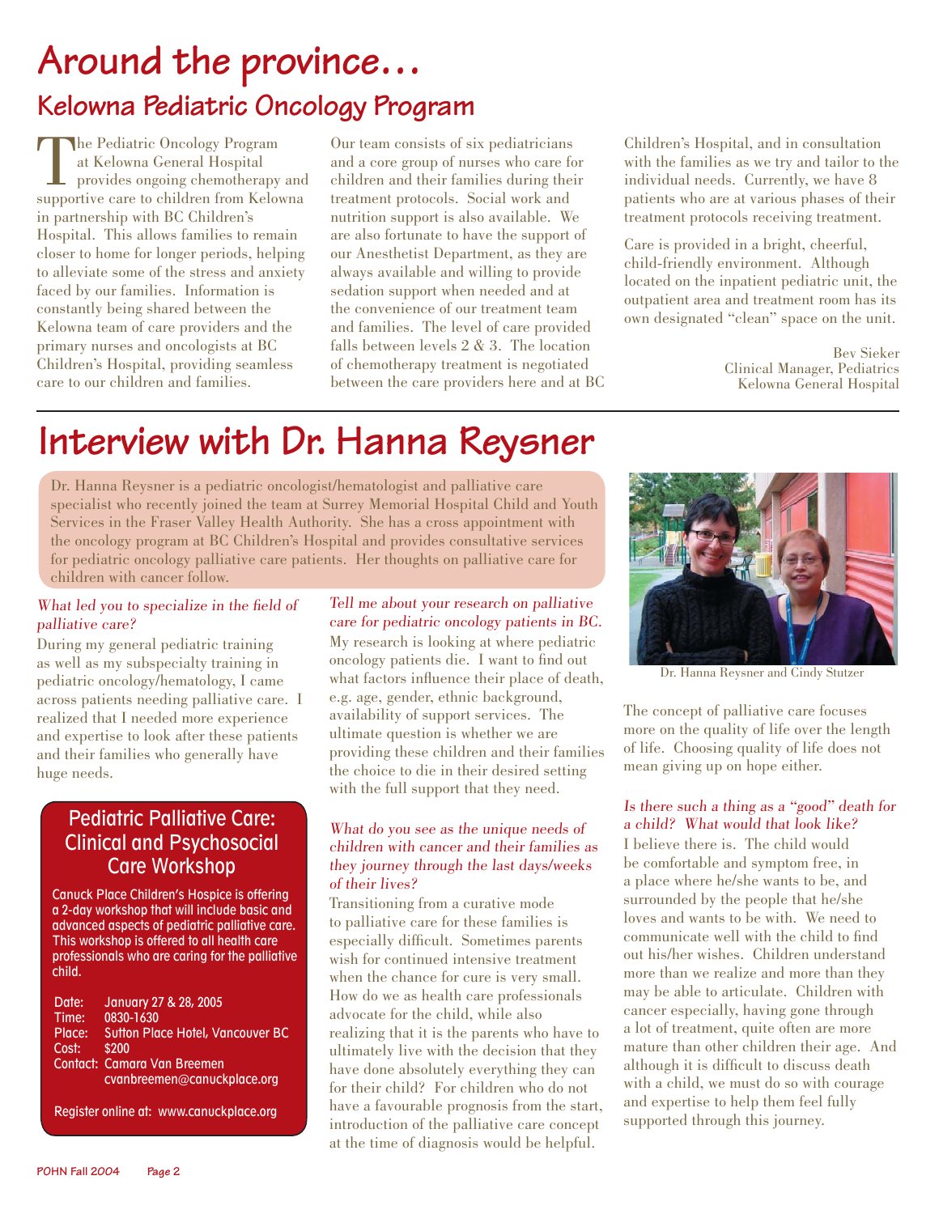# Around the province…

## Kelowna Pediatric Oncology Program

The Pediatric Oncology Program at Kelowna General Hospital provides ongoing chemotherapy and supportive care to children from Kelowna in partnership with BC Children's Hospital. This allows families to remain closer to home for longer periods, helping to alleviate some of the stress and anxiety faced by our families. Information is constantly being shared between the Kelowna team of care providers and the primary nurses and oncologists at BC Children's Hospital, providing seamless care to our children and families.

Our team consists of six pediatricians and a core group of nurses who care for children and their families during their treatment protocols. Social work and nutrition support is also available. We are also fortunate to have the support of our Anesthetist Department, as they are always available and willing to provide sedation support when needed and at the convenience of our treatment team and families. The level of care provided falls between levels 2 & 3. The location of chemotherapy treatment is negotiated between the care providers here and at BC Children's Hospital, and in consultation with the families as we try and tailor to the individual needs. Currently, we have 8 patients who are at various phases of their treatment protocols receiving treatment.

Care is provided in a bright, cheerful, child-friendly environment. Although located on the inpatient pediatric unit, the outpatient area and treatment room has its own designated "clean" space on the unit.

Bev Sieker
Clinical Manager, Pediatrics
Kelowna General Hospital

# Interview with Dr. Hanna Reysner

Dr. Hanna Reysner is a pediatric oncologist/hematologist and palliative care specialist who recently joined the team at Surrey Memorial Hospital Child and Youth Services in the Fraser Valley Health Authority. She has a cross appointment with the oncology program at BC Children's Hospital and provides consultative services for pediatric oncology palliative care patients. Her thoughts on palliative care for children with cancer follow.

*What led you to specialize in the field of palliative care?*

During my general pediatric training as well as my subspecialty training in pediatric oncology/hematology, I came across patients needing palliative care. I realized that I needed more experience and expertise to look after these patients and their families who generally have huge needs.

*Tell me about your research on palliative care for pediatric oncology patients in BC.*

My research is looking at where pediatric oncology patients die. I want to find out what factors influence their place of death, e.g. age, gender, ethnic background, availability of support services. The ultimate question is whether we are providing these children and their families the choice to die in their desired setting with the full support that they need.

*What do you see as the unique needs of children with cancer and their families as they journey through the last days/weeks of their lives?*

Transitioning from a curative mode to palliative care for these families is especially difficult. Sometimes parents wish for continued intensive treatment when the chance for cure is very small. How do we as health care professionals advocate for the child, while also realizing that it is the parents who have to ultimately live with the decision that they have done absolutely everything they can for their child? For children who do not have a favourable prognosis from the start, introduction of the palliative care concept at the time of diagnosis would be helpful.

Dr. Hanna Reysner and Cindy Stutzer

The concept of palliative care focuses more on the quality of life over the length of life. Choosing quality of life does not mean giving up on hope either.

*Is there such a thing as a "good" death for a child? What would that look like?*

I believe there is. The child would be comfortable and symptom free, in a place where he/she wants to be, and surrounded by the people that he/she loves and wants to be with. We need to communicate well with the child to find out his/her wishes. Children understand more than we realize and more than they may be able to articulate. Children with cancer especially, having gone through a lot of treatment, quite often are more mature than other children their age. And although it is difficult to discuss death with a child, we must do so with courage and expertise to help them feel fully supported through this journey.

## Pediatric Palliative Care: Clinical and Psychosocial Care Workshop

Canuck Place Children's Hospice is offering a 2-day workshop that will include basic and advanced aspects of pediatric palliative care. This workshop is offered to all health care professionals who are caring for the palliative child.

Date: January 27 & 28, 2005
Time: 0830-1630
Place: Sutton Place Hotel, Vancouver BC
Cost: $200
Contact: Camara Van Breemen
cvanbreemen@canuckplace.org

Register online at: www.canuckplace.org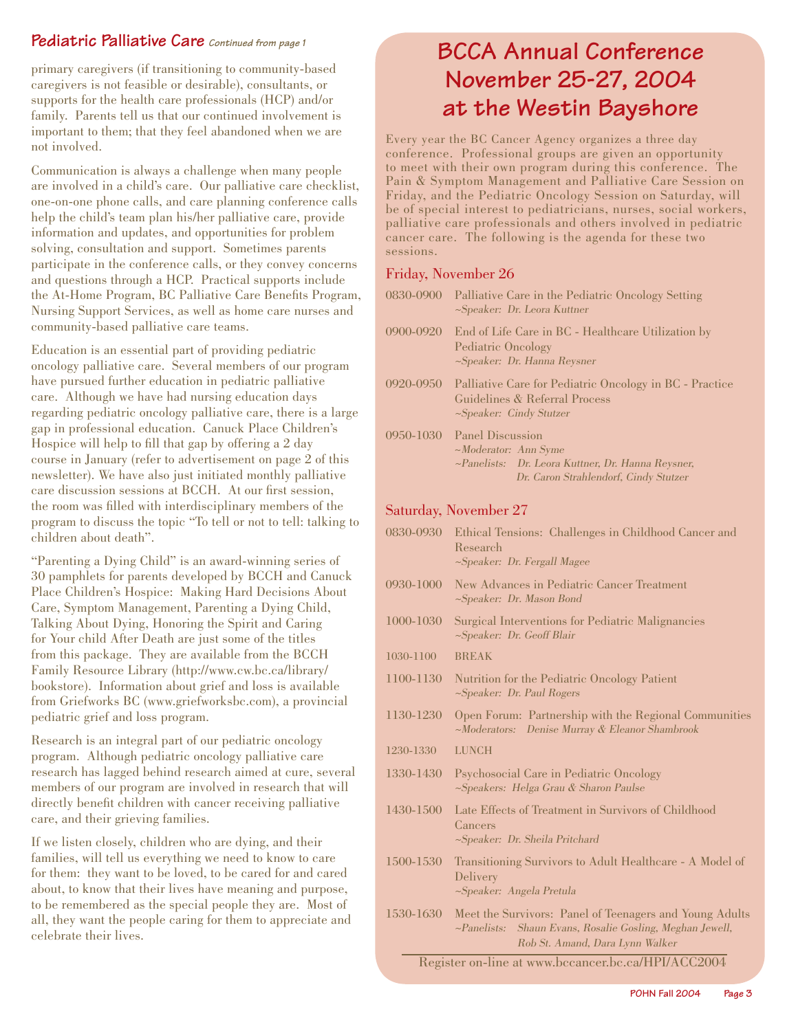## Pediatric Palliative Care *Continued from page 1*

primary caregivers (if transitioning to community-based caregivers is not feasible or desirable), consultants, or supports for the health care professionals (HCP) and/or family. Parents tell us that our continued involvement is important to them; that they feel abandoned when we are not involved.

Communication is always a challenge when many people are involved in a child's care. Our palliative care checklist, one-on-one phone calls, and care planning conference calls help the child's team plan his/her palliative care, provide information and updates, and opportunities for problem solving, consultation and support. Sometimes parents participate in the conference calls, or they convey concerns and questions through a HCP. Practical supports include the At-Home Program, BC Palliative Care Benefits Program, Nursing Support Services, as well as home care nurses and community-based palliative care teams.

Education is an essential part of providing pediatric oncology palliative care. Several members of our program have pursued further education in pediatric palliative care. Although we have had nursing education days regarding pediatric oncology palliative care, there is a large gap in professional education. Canuck Place Children's Hospice will help to fill that gap by offering a 2 day course in January (refer to advertisement on page 2 of this newsletter). We have also just initiated monthly palliative care discussion sessions at BCCH. At our first session, the room was filled with interdisciplinary members of the program to discuss the topic "To tell or not to tell: talking to children about death".

"Parenting a Dying Child" is an award-winning series of 30 pamphlets for parents developed by BCCH and Canuck Place Children's Hospice: Making Hard Decisions About Care, Symptom Management, Parenting a Dying Child, Talking About Dying, Honoring the Spirit and Caring for Your child After Death are just some of the titles from this package. They are available from the BCCH Family Resource Library (http://www.cw.bc.ca/library/bookstore). Information about grief and loss is available from Griefworks BC (www.griefworksbc.com), a provincial pediatric grief and loss program.

Research is an integral part of our pediatric oncology program. Although pediatric oncology palliative care research has lagged behind research aimed at cure, several members of our program are involved in research that will directly benefit children with cancer receiving palliative care, and their grieving families.

If we listen closely, children who are dying, and their families, will tell us everything we need to know to care for them: they want to be loved, to be cared for and cared about, to know that their lives have meaning and purpose, to be remembered as the special people they are. Most of all, they want the people caring for them to appreciate and celebrate their lives.

## BCCA Annual Conference November 25-27, 2004 at the Westin Bayshore

Every year the BC Cancer Agency organizes a three day conference. Professional groups are given an opportunity to meet with their own program during this conference. The Pain & Symptom Management and Palliative Care Session on Friday, and the Pediatric Oncology Session on Saturday, will be of special interest to pediatricians, nurses, social workers, palliative care professionals and others involved in pediatric cancer care. The following is the agenda for these two sessions.

### Friday, November 26

| | |
|---|---|
| 0830-0900 | Palliative Care in the Pediatric Oncology Setting<br>*~Speaker: Dr. Leora Kuttner* |
| 0900-0920 | End of Life Care in BC - Healthcare Utilization by Pediatric Oncology<br>*~Speaker: Dr. Hanna Reysner* |
| 0920-0950 | Palliative Care for Pediatric Oncology in BC - Practice Guidelines & Referral Process<br>*~Speaker: Cindy Stutzer* |
| 0950-1030 | Panel Discussion<br>*~Moderator: Ann Syme*<br>*~Panelists: Dr. Leora Kuttner, Dr. Hanna Reysner, Dr. Caron Strahlendorf, Cindy Stutzer* |

### Saturday, November 27

| | |
|---|---|
| 0830-0930 | Ethical Tensions: Challenges in Childhood Cancer and Research<br>*~Speaker: Dr. Fergall Magee* |
| 0930-1000 | New Advances in Pediatric Cancer Treatment<br>*~Speaker: Dr. Mason Bond* |
| 1000-1030 | Surgical Interventions for Pediatric Malignancies<br>*~Speaker: Dr. Geoff Blair* |
| 1030-1100 | BREAK |
| 1100-1130 | Nutrition for the Pediatric Oncology Patient<br>*~Speaker: Dr. Paul Rogers* |
| 1130-1230 | Open Forum: Partnership with the Regional Communities<br>*~Moderators: Denise Murray & Eleanor Shambrook* |
| 1230-1330 | LUNCH |
| 1330-1430 | Psychosocial Care in Pediatric Oncology<br>*~Speakers: Helga Grau & Sharon Paulse* |
| 1430-1500 | Late Effects of Treatment in Survivors of Childhood Cancers<br>*~Speaker: Dr. Sheila Pritchard* |
| 1500-1530 | Transitioning Survivors to Adult Healthcare - A Model of Delivery<br>*~Speaker: Angela Pretula* |
| 1530-1630 | Meet the Survivors: Panel of Teenagers and Young Adults<br>*~Panelists: Shaun Evans, Rosalie Gosling, Meghan Jewell, Rob St. Amand, Dara Lynn Walker* |

Register on-line at www.bccancer.bc.ca/HPI/ACC2004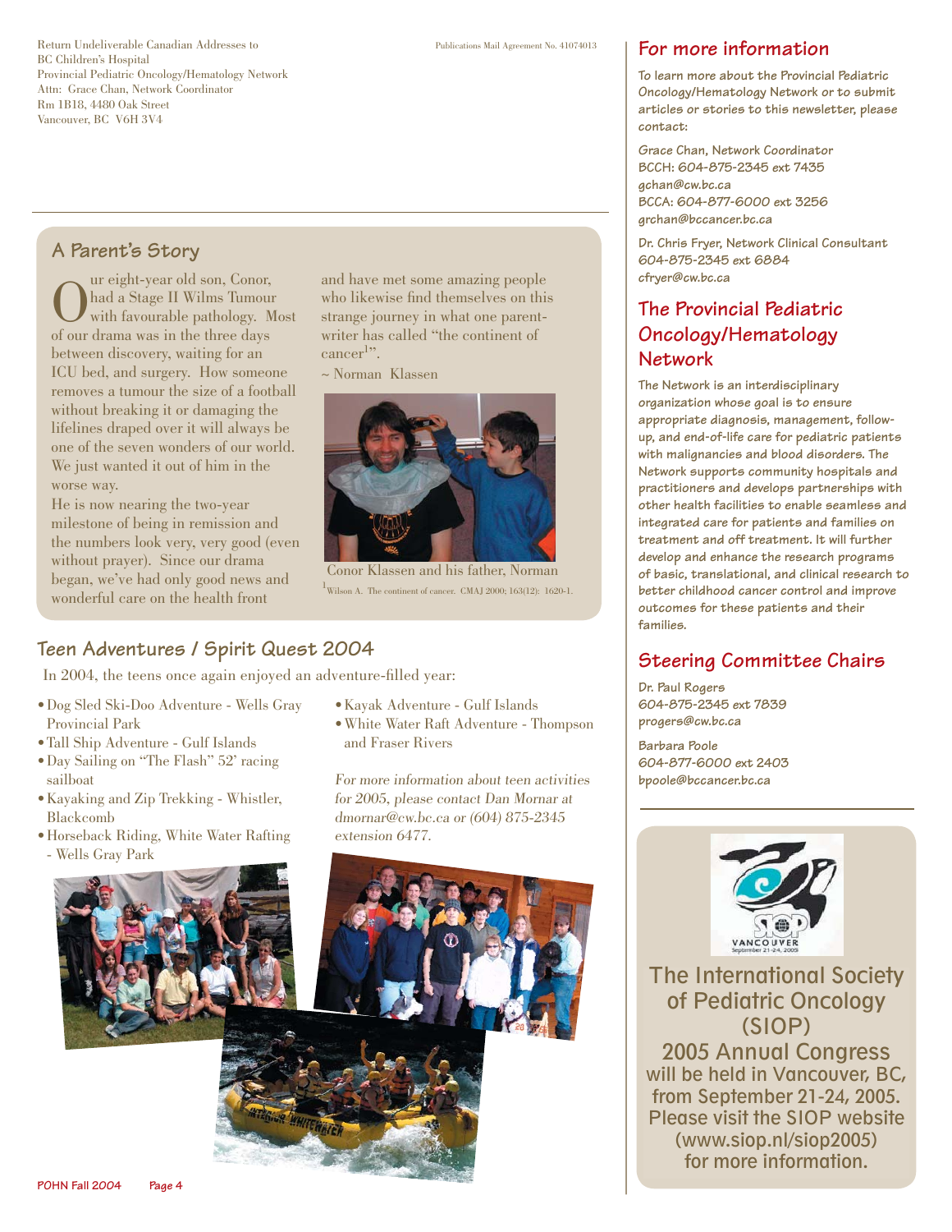Return Undeliverable Canadian Addresses to
BC Children's Hospital
Provincial Pediatric Oncology/Hematology Network
Attn: Grace Chan, Network Coordinator
Rm 1B18, 4480 Oak Street
Vancouver, BC V6H 3V4

Publications Mail Agreement No. 41074013

## A Parent's Story

Our eight-year old son, Conor, had a Stage II Wilms Tumour with favourable pathology. Most of our drama was in the three days between discovery, waiting for an ICU bed, and surgery. How someone removes a tumour the size of a football without breaking it or damaging the lifelines draped over it will always be one of the seven wonders of our world. We just wanted it out of him in the worse way.

He is now nearing the two-year milestone of being in remission and the numbers look very, very good (even without prayer). Since our drama began, we've had only good news and wonderful care on the health front and have met some amazing people who likewise find themselves on this strange journey in what one parent-writer has called "the continent of cancer[1]".

~ Norman Klassen

Conor Klassen and his father, Norman

[1] Wilson A. The continent of cancer. CMAJ 2000; 163(12): 1620-1.

## Teen Adventures / Spirit Quest 2004

In 2004, the teens once again enjoyed an adventure-filled year:

- Dog Sled Ski-Doo Adventure - Wells Gray Provincial Park
- Tall Ship Adventure - Gulf Islands
- Day Sailing on "The Flash" 52' racing sailboat
- Kayaking and Zip Trekking - Whistler, Blackcomb
- Horseback Riding, White Water Rafting - Wells Gray Park
- Kayak Adventure - Gulf Islands
- White Water Raft Adventure - Thompson and Fraser Rivers

*For more information about teen activities for 2005, please contact Dan Mornar at dmornar@cw.bc.ca or (604) 875-2345 extension 6477.*

## For more information

To learn more about the Provincial Pediatric Oncology/Hematology Network or to submit articles or stories to this newsletter, please contact:

Grace Chan, Network Coordinator
BCCH: 604-875-2345 ext 7435
gchan@cw.bc.ca
BCCA: 604-877-6000 ext 3256
grchan@bccancer.bc.ca

Dr. Chris Fryer, Network Clinical Consultant
604-875-2345 ext 6884
cfryer@cw.bc.ca

## The Provincial Pediatric Oncology/Hematology Network

The Network is an interdisciplinary organization whose goal is to ensure appropriate diagnosis, management, follow-up, and end-of-life care for pediatric patients with malignancies and blood disorders. The Network supports community hospitals and practitioners and develops partnerships with other health facilities to enable seamless and integrated care for patients and families on treatment and off treatment. It will further develop and enhance the research programs of basic, translational, and clinical research to better childhood cancer control and improve outcomes for these patients and their families.

## Steering Committee Chairs

Dr. Paul Rogers
604-875-2345 ext 7839
progers@cw.bc.ca

Barbara Poole
604-877-6000 ext 2403
bpoole@bccancer.bc.ca

The International Society of Pediatric Oncology (SIOP) 2005 Annual Congress will be held in Vancouver, BC, from September 21-24, 2005. Please visit the SIOP website (www.siop.nl/siop2005) for more information.